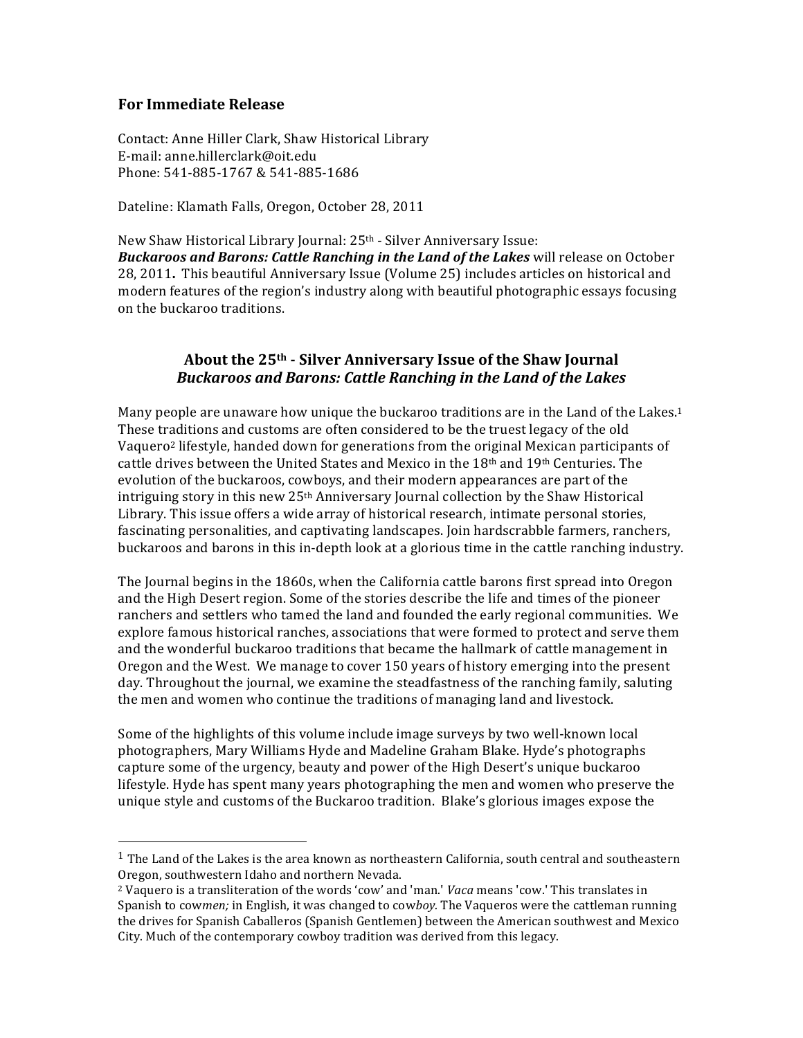**For Immediate Release**

Contact: Anne Hiller Clark, Shaw Historical Library
E-mail: anne.hillerclark@oit.edu
Phone: 541-885-1767 & 541-885-1686

Dateline: Klamath Falls, Oregon, October 28, 2011

New Shaw Historical Library Journal: 25th - Silver Anniversary Issue:
***Buckaroos and Barons: Cattle Ranching in the Land of the Lakes*** will release on October 28, 2011**.** This beautiful Anniversary Issue (Volume 25) includes articles on historical and modern features of the region's industry along with beautiful photographic essays focusing on the buckaroo traditions.

## About the 25th - Silver Anniversary Issue of the Shaw Journal *Buckaroos and Barons: Cattle Ranching in the Land of the Lakes*

Many people are unaware how unique the buckaroo traditions are in the Land of the Lakes.[1] These traditions and customs are often considered to be the truest legacy of the old Vaquero[2] lifestyle, handed down for generations from the original Mexican participants of cattle drives between the United States and Mexico in the 18th and 19th Centuries. The evolution of the buckaroos, cowboys, and their modern appearances are part of the intriguing story in this new 25th Anniversary Journal collection by the Shaw Historical Library. This issue offers a wide array of historical research, intimate personal stories, fascinating personalities, and captivating landscapes. Join hardscrabble farmers, ranchers, buckaroos and barons in this in-depth look at a glorious time in the cattle ranching industry.

The Journal begins in the 1860s, when the California cattle barons first spread into Oregon and the High Desert region. Some of the stories describe the life and times of the pioneer ranchers and settlers who tamed the land and founded the early regional communities. We explore famous historical ranches, associations that were formed to protect and serve them and the wonderful buckaroo traditions that became the hallmark of cattle management in Oregon and the West. We manage to cover 150 years of history emerging into the present day. Throughout the journal, we examine the steadfastness of the ranching family, saluting the men and women who continue the traditions of managing land and livestock.

Some of the highlights of this volume include image surveys by two well-known local photographers, Mary Williams Hyde and Madeline Graham Blake. Hyde's photographs capture some of the urgency, beauty and power of the High Desert's unique buckaroo lifestyle. Hyde has spent many years photographing the men and women who preserve the unique style and customs of the Buckaroo tradition. Blake's glorious images expose the

---

[1] The Land of the Lakes is the area known as northeastern California, south central and southeastern Oregon, southwestern Idaho and northern Nevada.

[2] Vaquero is a transliteration of the words 'cow' and 'man.' *Vaca* means 'cow.' This translates in Spanish to cow*men;* in English, it was changed to cow*boy.* The Vaqueros were the cattleman running the drives for Spanish Caballeros (Spanish Gentlemen) between the American southwest and Mexico City. Much of the contemporary cowboy tradition was derived from this legacy.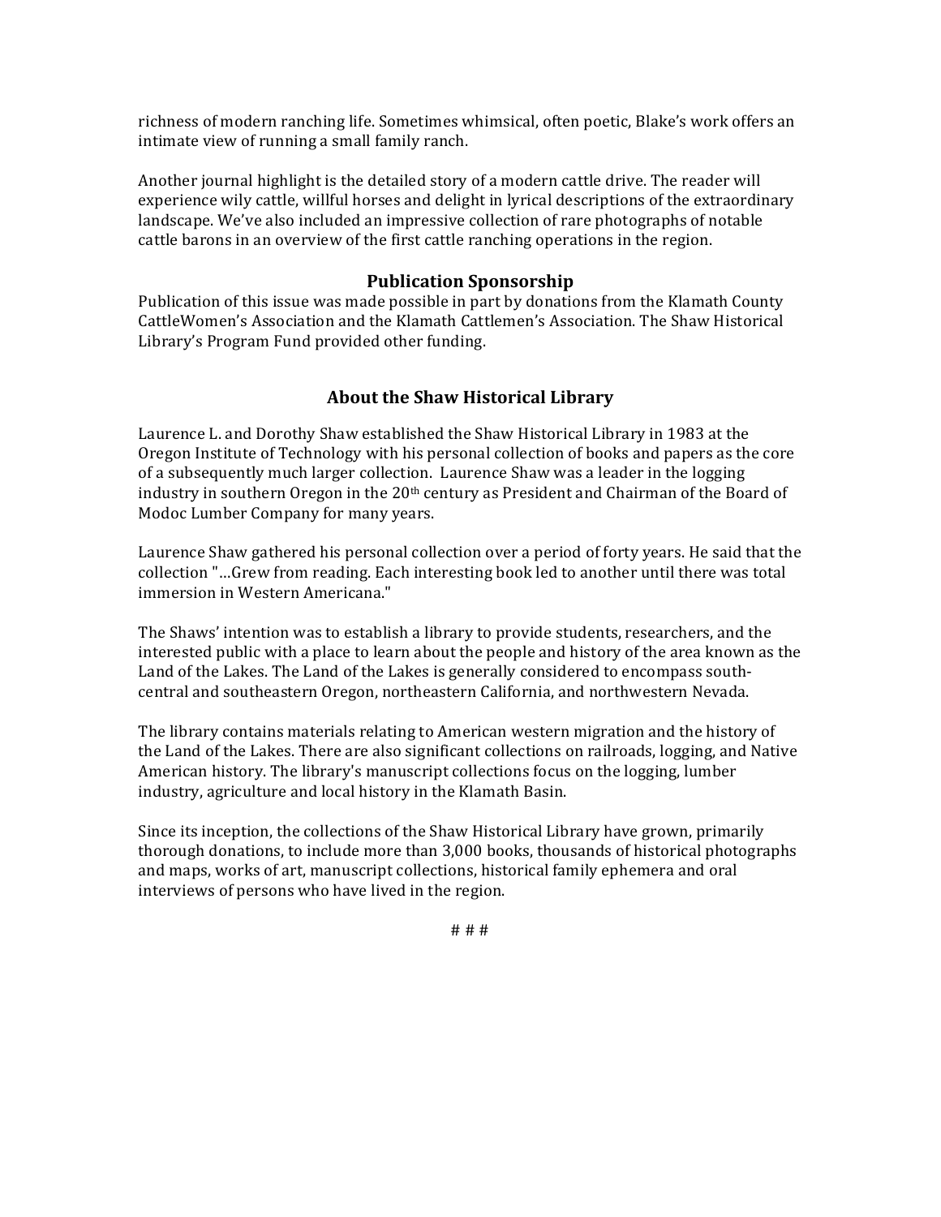richness of modern ranching life. Sometimes whimsical, often poetic, Blake's work offers an intimate view of running a small family ranch.

Another journal highlight is the detailed story of a modern cattle drive. The reader will experience wily cattle, willful horses and delight in lyrical descriptions of the extraordinary landscape. We've also included an impressive collection of rare photographs of notable cattle barons in an overview of the first cattle ranching operations in the region.

### Publication Sponsorship

Publication of this issue was made possible in part by donations from the Klamath County CattleWomen's Association and the Klamath Cattlemen's Association. The Shaw Historical Library's Program Fund provided other funding.

### About the Shaw Historical Library

Laurence L. and Dorothy Shaw established the Shaw Historical Library in 1983 at the Oregon Institute of Technology with his personal collection of books and papers as the core of a subsequently much larger collection. Laurence Shaw was a leader in the logging industry in southern Oregon in the 20th century as President and Chairman of the Board of Modoc Lumber Company for many years.

Laurence Shaw gathered his personal collection over a period of forty years. He said that the collection "…Grew from reading. Each interesting book led to another until there was total immersion in Western Americana."

The Shaws' intention was to establish a library to provide students, researchers, and the interested public with a place to learn about the people and history of the area known as the Land of the Lakes. The Land of the Lakes is generally considered to encompass south-central and southeastern Oregon, northeastern California, and northwestern Nevada.

The library contains materials relating to American western migration and the history of the Land of the Lakes. There are also significant collections on railroads, logging, and Native American history. The library's manuscript collections focus on the logging, lumber industry, agriculture and local history in the Klamath Basin.

Since its inception, the collections of the Shaw Historical Library have grown, primarily thorough donations, to include more than 3,000 books, thousands of historical photographs and maps, works of art, manuscript collections, historical family ephemera and oral interviews of persons who have lived in the region.

# # #